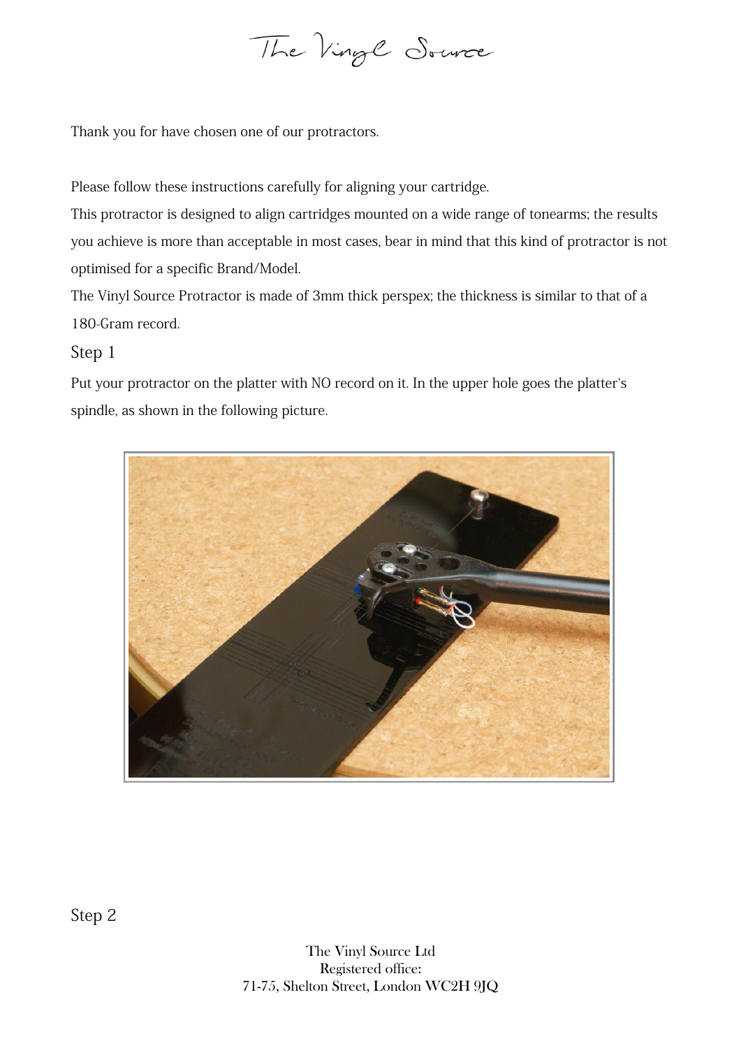# The Vinyl Source

Thank you for have chosen one of our protractors.

Please follow these instructions carefully for aligning your cartridge.
This protractor is designed to align cartridges mounted on a wide range of tonearms; the results you achieve is more than acceptable in most cases, bear in mind that this kind of protractor is not optimised for a specific Brand/Model.
The Vinyl Source Protractor is made of 3mm thick perspex; the thickness is similar to that of a 180-Gram record.

## Step 1

Put your protractor on the platter with NO record on it. In the upper hole goes the platter's spindle, as shown in the following picture.

## Step 2

The Vinyl Source Ltd
Registered office:
71-75, Shelton Street, London WC2H 9JQ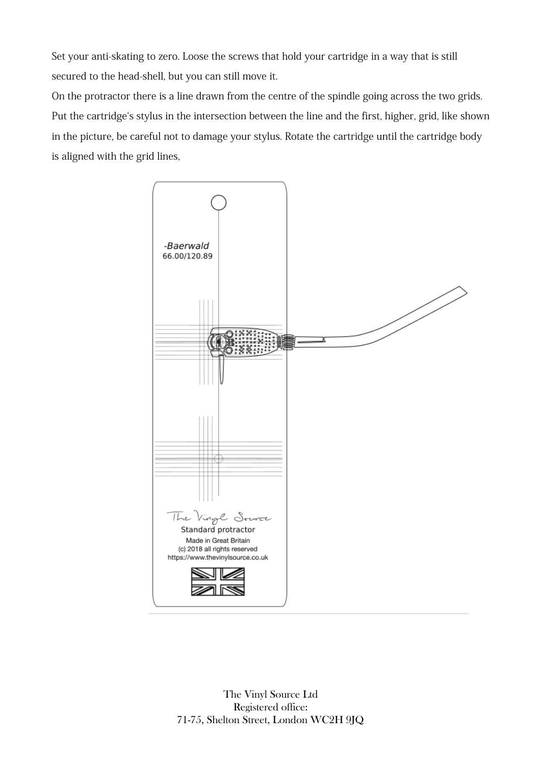Set your anti-skating to zero. Loose the screws that hold your cartridge in a way that is still secured to the head-shell, but you can still move it.
On the protractor there is a line drawn from the centre of the spindle going across the two grids. Put the cartridge's stylus in the intersection between the line and the first, higher, grid, like shown in the picture, be careful not to damage your stylus. Rotate the cartridge until the cartridge body is aligned with the grid lines,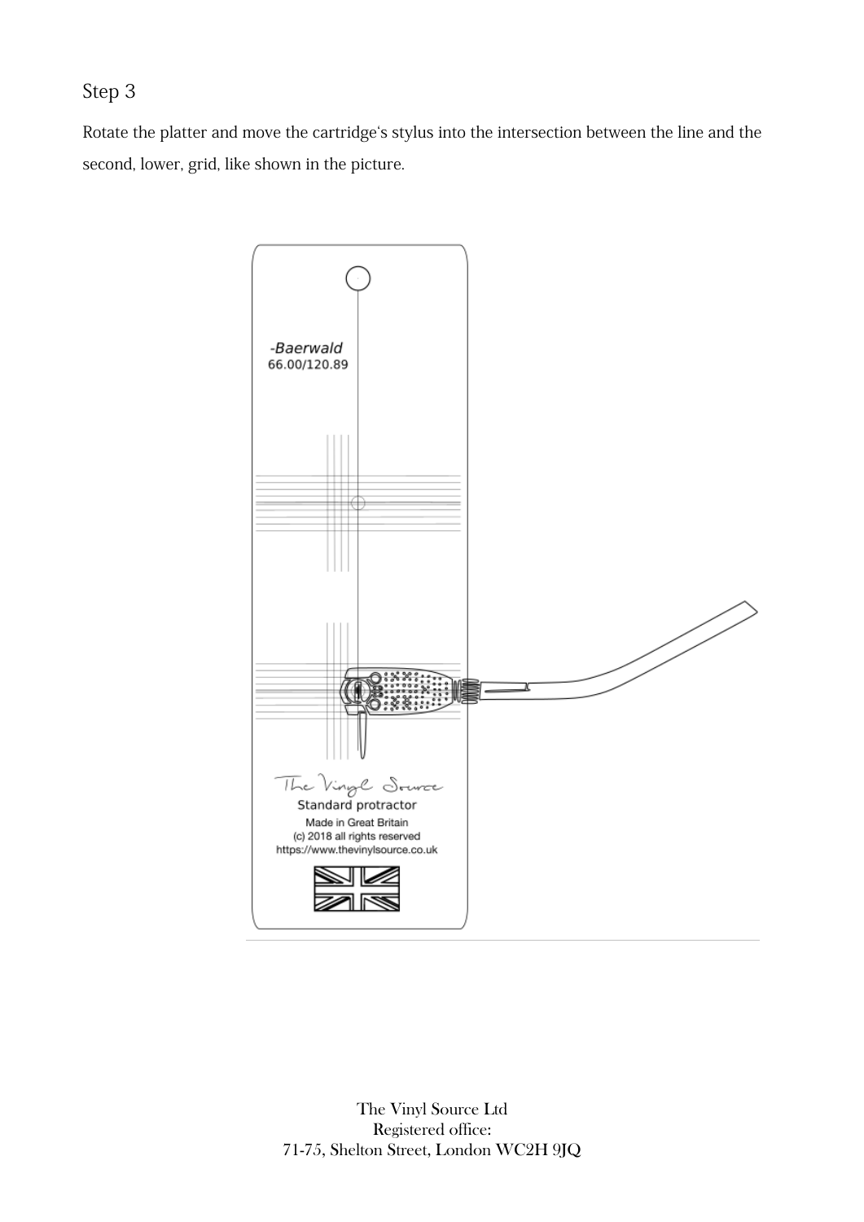## Step 3

Rotate the platter and move the cartridge's stylus into the intersection between the line and the second, lower, grid, like shown in the picture.

-Baerwald
66.00/120.89

The Vinyl Source
Standard protractor
Made in Great Britain
(c) 2018 all rights reserved
https://www.thevinylsource.co.uk

The Vinyl Source Ltd
Registered office:
71-75, Shelton Street, London WC2H 9JQ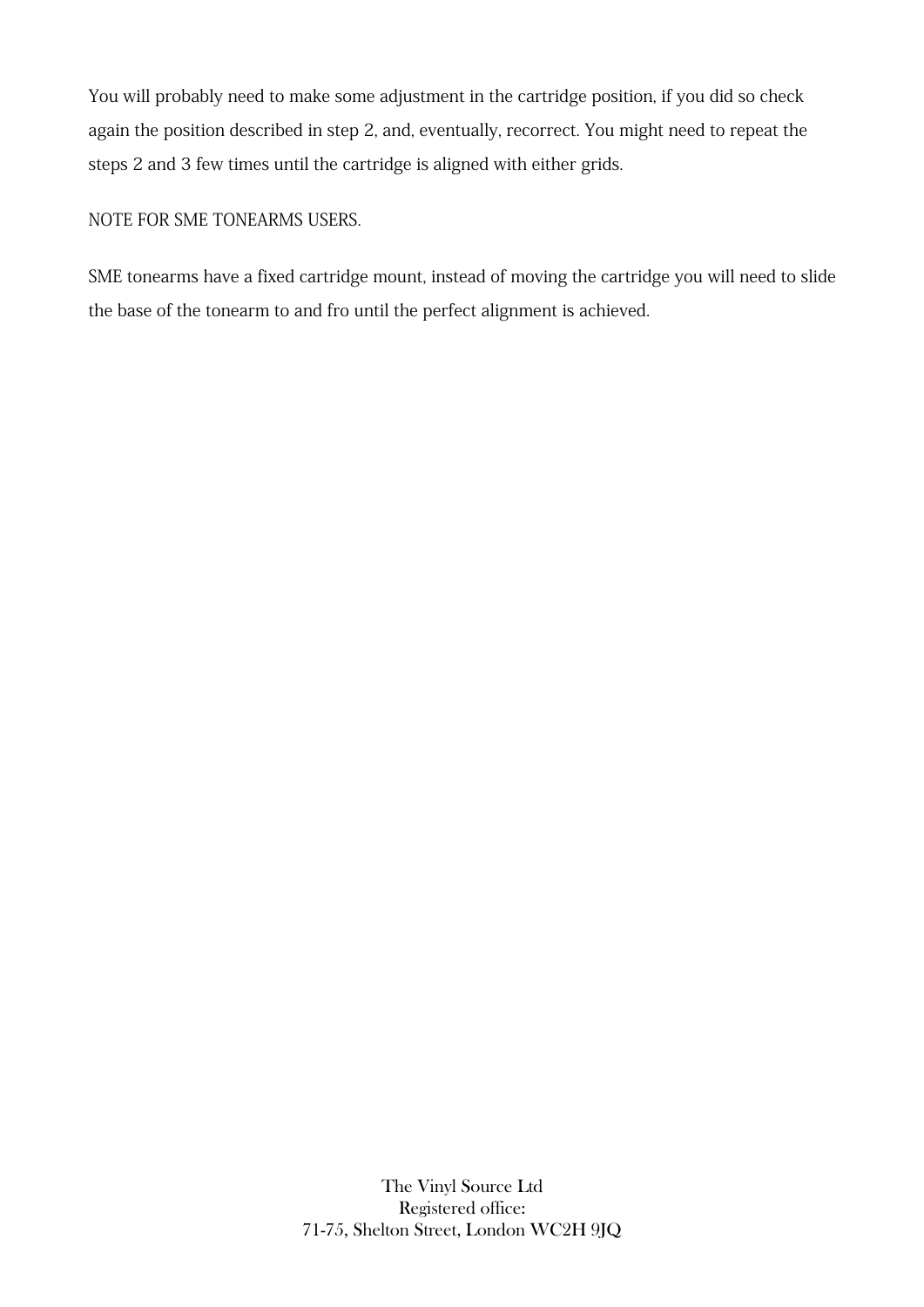You will probably need to make some adjustment in the cartridge position, if you did so check again the position described in step 2, and, eventually, recorrect. You might need to repeat the steps 2 and 3 few times until the cartridge is aligned with either grids.

NOTE FOR SME TONEARMS USERS.

SME tonearms have a fixed cartridge mount, instead of moving the cartridge you will need to slide the base of the tonearm to and fro until the perfect alignment is achieved.